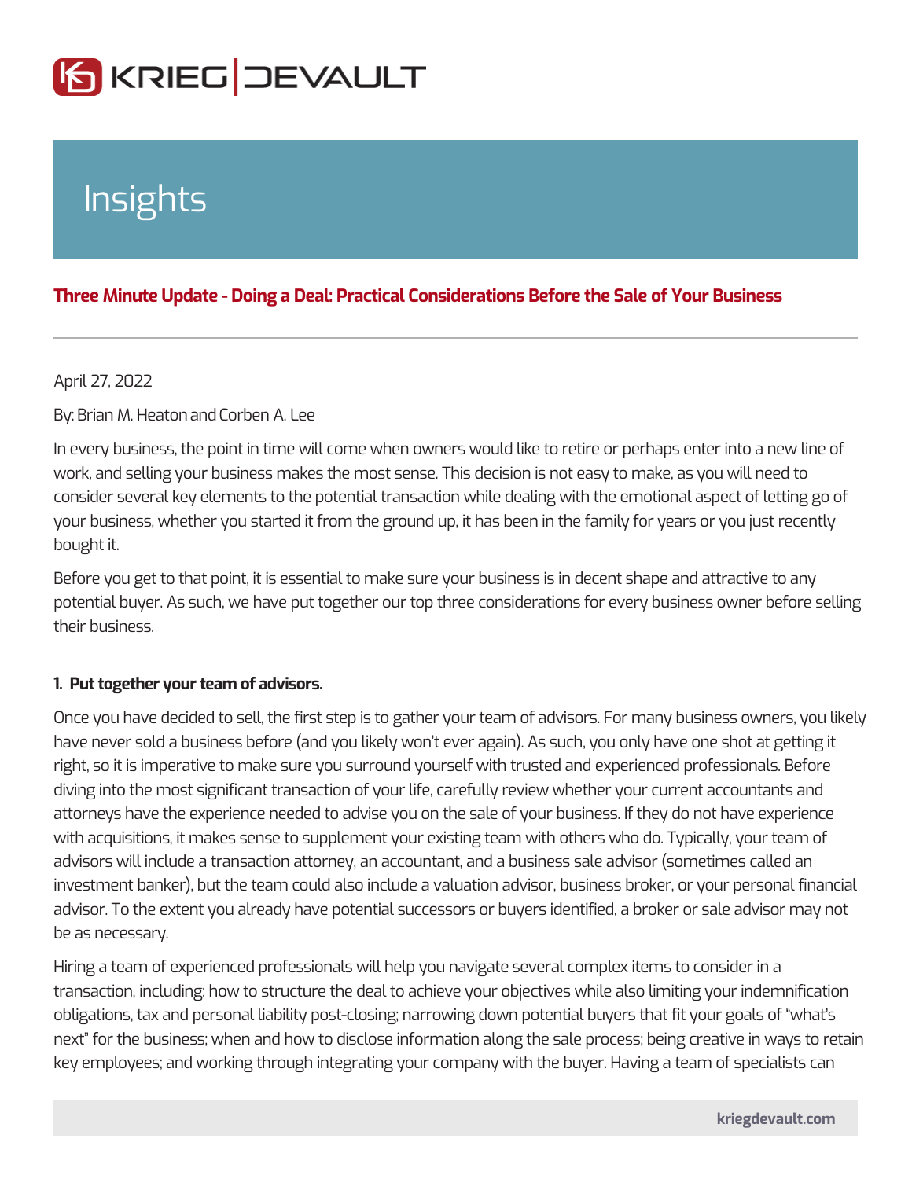# Insights

## Three Minute Update - Doing a Deal: Practical Considerations Before the Sale of Your Business

April 27, 2022

By: Brian M. Heaton and Corben A. Lee

In every business, the point in time will come when owners would like to retire or perhaps enter into a new line of work, and selling your business makes the most sense. This decision is not easy to make, as you will need to consider several key elements to the potential transaction while dealing with the emotional aspect of letting go of your business, whether you started it from the ground up, it has been in the family for years or you just recently bought it.

Before you get to that point, it is essential to make sure your business is in decent shape and attractive to any potential buyer. As such, we have put together our top three considerations for every business owner before selling their business.

**1. Put together your team of advisors.**

Once you have decided to sell, the first step is to gather your team of advisors. For many business owners, you likely have never sold a business before (and you likely won't ever again). As such, you only have one shot at getting it right, so it is imperative to make sure you surround yourself with trusted and experienced professionals. Before diving into the most significant transaction of your life, carefully review whether your current accountants and attorneys have the experience needed to advise you on the sale of your business. If they do not have experience with acquisitions, it makes sense to supplement your existing team with others who do. Typically, your team of advisors will include a transaction attorney, an accountant, and a business sale advisor (sometimes called an investment banker), but the team could also include a valuation advisor, business broker, or your personal financial advisor. To the extent you already have potential successors or buyers identified, a broker or sale advisor may not be as necessary.

Hiring a team of experienced professionals will help you navigate several complex items to consider in a transaction, including: how to structure the deal to achieve your objectives while also limiting your indemnification obligations, tax and personal liability post-closing; narrowing down potential buyers that fit your goals of "what's next" for the business; when and how to disclose information along the sale process; being creative in ways to retain key employees; and working through integrating your company with the buyer. Having a team of specialists can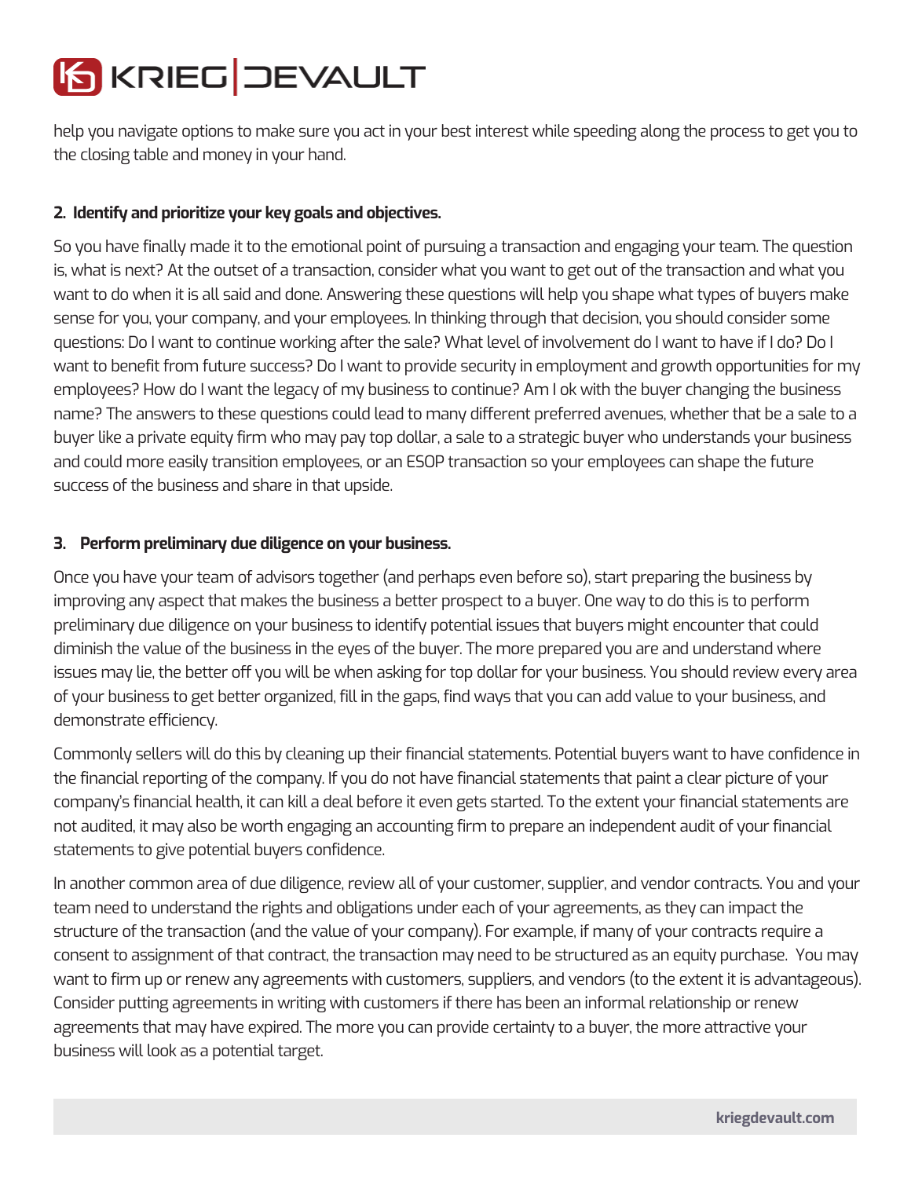help you navigate options to make sure you act in your best interest while speeding along the process to get you to the closing table and money in your hand.

**2. Identify and prioritize your key goals and objectives.**

So you have finally made it to the emotional point of pursuing a transaction and engaging your team. The question is, what is next? At the outset of a transaction, consider what you want to get out of the transaction and what you want to do when it is all said and done. Answering these questions will help you shape what types of buyers make sense for you, your company, and your employees. In thinking through that decision, you should consider some questions: Do I want to continue working after the sale? What level of involvement do I want to have if I do? Do I want to benefit from future success? Do I want to provide security in employment and growth opportunities for my employees? How do I want the legacy of my business to continue? Am I ok with the buyer changing the business name? The answers to these questions could lead to many different preferred avenues, whether that be a sale to a buyer like a private equity firm who may pay top dollar, a sale to a strategic buyer who understands your business and could more easily transition employees, or an ESOP transaction so your employees can shape the future success of the business and share in that upside.

**3. Perform preliminary due diligence on your business.**

Once you have your team of advisors together (and perhaps even before so), start preparing the business by improving any aspect that makes the business a better prospect to a buyer. One way to do this is to perform preliminary due diligence on your business to identify potential issues that buyers might encounter that could diminish the value of the business in the eyes of the buyer. The more prepared you are and understand where issues may lie, the better off you will be when asking for top dollar for your business. You should review every area of your business to get better organized, fill in the gaps, find ways that you can add value to your business, and demonstrate efficiency.

Commonly sellers will do this by cleaning up their financial statements. Potential buyers want to have confidence in the financial reporting of the company. If you do not have financial statements that paint a clear picture of your company's financial health, it can kill a deal before it even gets started. To the extent your financial statements are not audited, it may also be worth engaging an accounting firm to prepare an independent audit of your financial statements to give potential buyers confidence.

In another common area of due diligence, review all of your customer, supplier, and vendor contracts. You and your team need to understand the rights and obligations under each of your agreements, as they can impact the structure of the transaction (and the value of your company). For example, if many of your contracts require a consent to assignment of that contract, the transaction may need to be structured as an equity purchase. You may want to firm up or renew any agreements with customers, suppliers, and vendors (to the extent it is advantageous). Consider putting agreements in writing with customers if there has been an informal relationship or renew agreements that may have expired. The more you can provide certainty to a buyer, the more attractive your business will look as a potential target.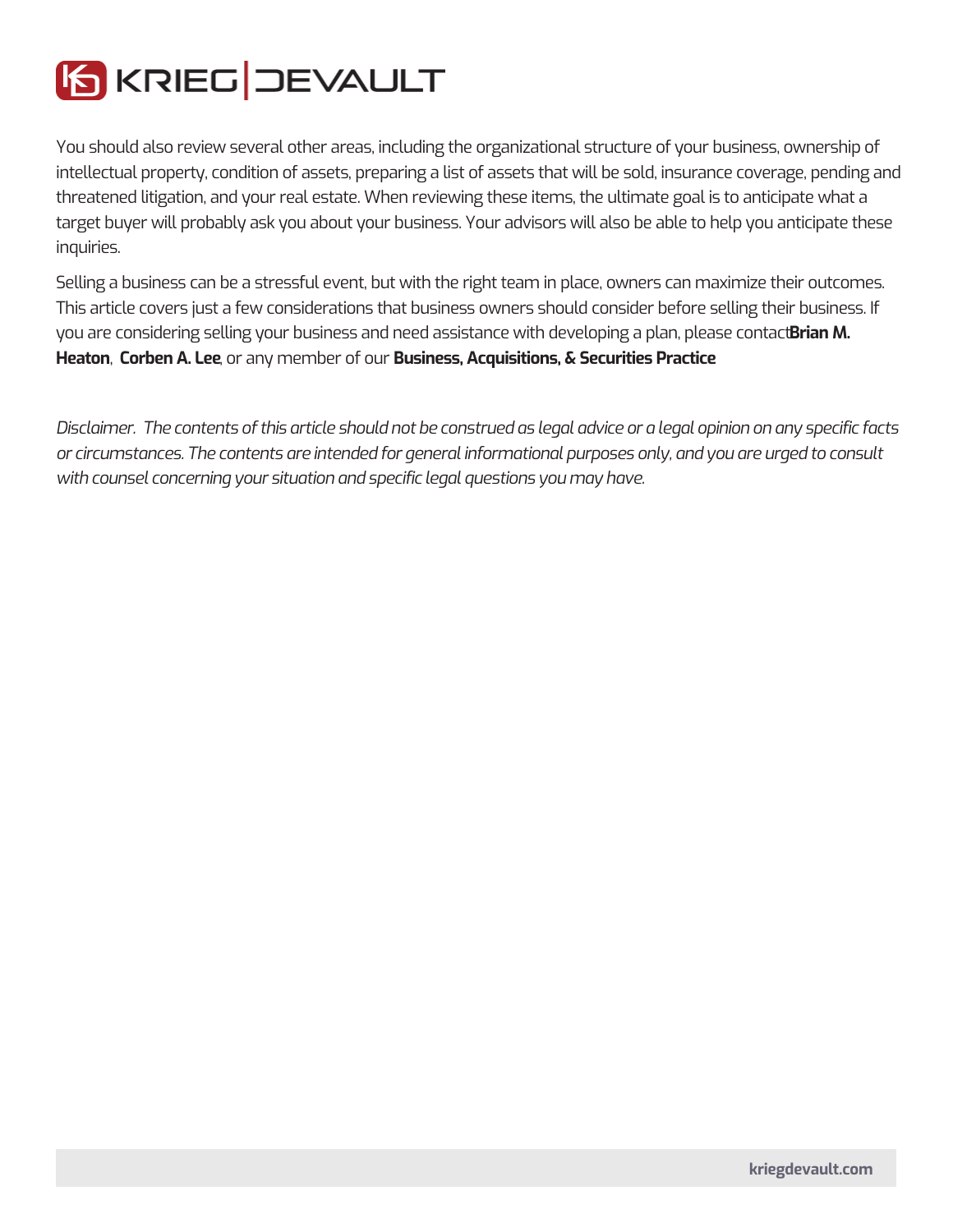You should also review several other areas, including the organizational structure of your business, ownership of intellectual property, condition of assets, preparing a list of assets that will be sold, insurance coverage, pending and threatened litigation, and your real estate. When reviewing these items, the ultimate goal is to anticipate what a target buyer will probably ask you about your business. Your advisors will also be able to help you anticipate these inquiries.

Selling a business can be a stressful event, but with the right team in place, owners can maximize their outcomes. This article covers just a few considerations that business owners should consider before selling their business. If you are considering selling your business and need assistance with developing a plan, please contact **Brian M. Heaton**, **Corben A. Lee**, or any member of our **Business, Acquisitions, & Securities Practice**

*Disclaimer. The contents of this article should not be construed as legal advice or a legal opinion on any specific facts or circumstances. The contents are intended for general informational purposes only, and you are urged to consult with counsel concerning your situation and specific legal questions you may have.*